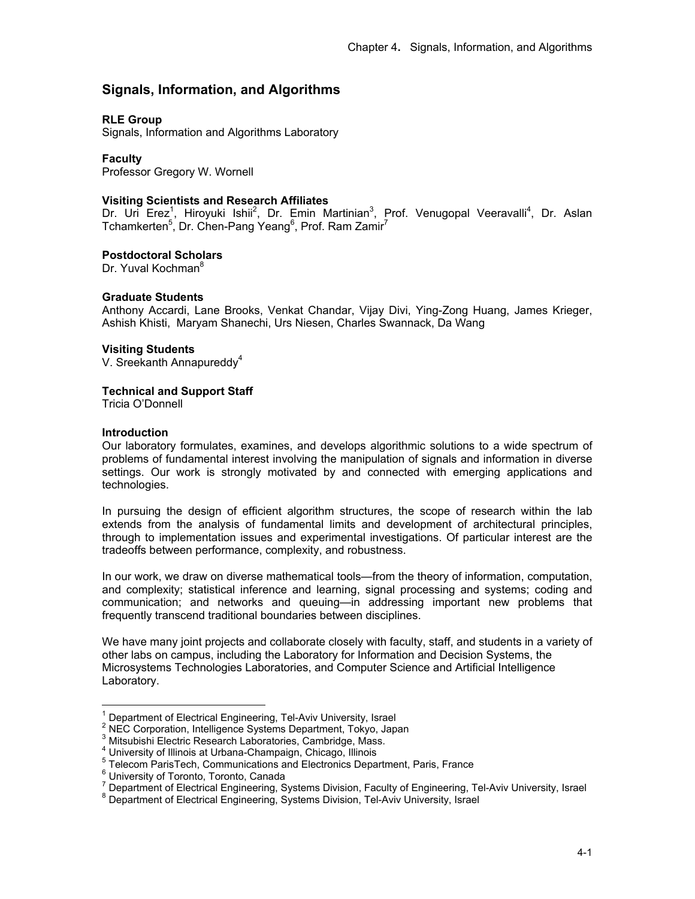# Signals, Information, and Algorithms

**RLE Group**
Signals, Information and Algorithms Laboratory

**Faculty**
Professor Gregory W. Wornell

**Visiting Scientists and Research Affiliates**
Dr. Uri Erez[1], Hiroyuki Ishii[2], Dr. Emin Martinian[3], Prof. Venugopal Veeravalli[4], Dr. Aslan Tchamkerten[5], Dr. Chen-Pang Yeang[6], Prof. Ram Zamir[7]

**Postdoctoral Scholars**
Dr. Yuval Kochman[8]

**Graduate Students**
Anthony Accardi, Lane Brooks, Venkat Chandar, Vijay Divi, Ying-Zong Huang, James Krieger, Ashish Khisti, Maryam Shanechi, Urs Niesen, Charles Swannack, Da Wang

**Visiting Students**
V. Sreekanth Annapureddy[4]

**Technical and Support Staff**
Tricia O'Donnell

**Introduction**
Our laboratory formulates, examines, and develops algorithmic solutions to a wide spectrum of problems of fundamental interest involving the manipulation of signals and information in diverse settings. Our work is strongly motivated by and connected with emerging applications and technologies.

In pursuing the design of efficient algorithm structures, the scope of research within the lab extends from the analysis of fundamental limits and development of architectural principles, through to implementation issues and experimental investigations. Of particular interest are the tradeoffs between performance, complexity, and robustness.

In our work, we draw on diverse mathematical tools—from the theory of information, computation, and complexity; statistical inference and learning, signal processing and systems; coding and communication; and networks and queuing—in addressing important new problems that frequently transcend traditional boundaries between disciplines.

We have many joint projects and collaborate closely with faculty, staff, and students in a variety of other labs on campus, including the Laboratory for Information and Decision Systems, the Microsystems Technologies Laboratories, and Computer Science and Artificial Intelligence Laboratory.

---

[1] Department of Electrical Engineering, Tel-Aviv University, Israel
[2] NEC Corporation, Intelligence Systems Department, Tokyo, Japan
[3] Mitsubishi Electric Research Laboratories, Cambridge, Mass.
[4] University of Illinois at Urbana-Champaign, Chicago, Illinois
[5] Telecom ParisTech, Communications and Electronics Department, Paris, France
[6] University of Toronto, Toronto, Canada
[7] Department of Electrical Engineering, Systems Division, Faculty of Engineering, Tel-Aviv University, Israel
[8] Department of Electrical Engineering, Systems Division, Tel-Aviv University, Israel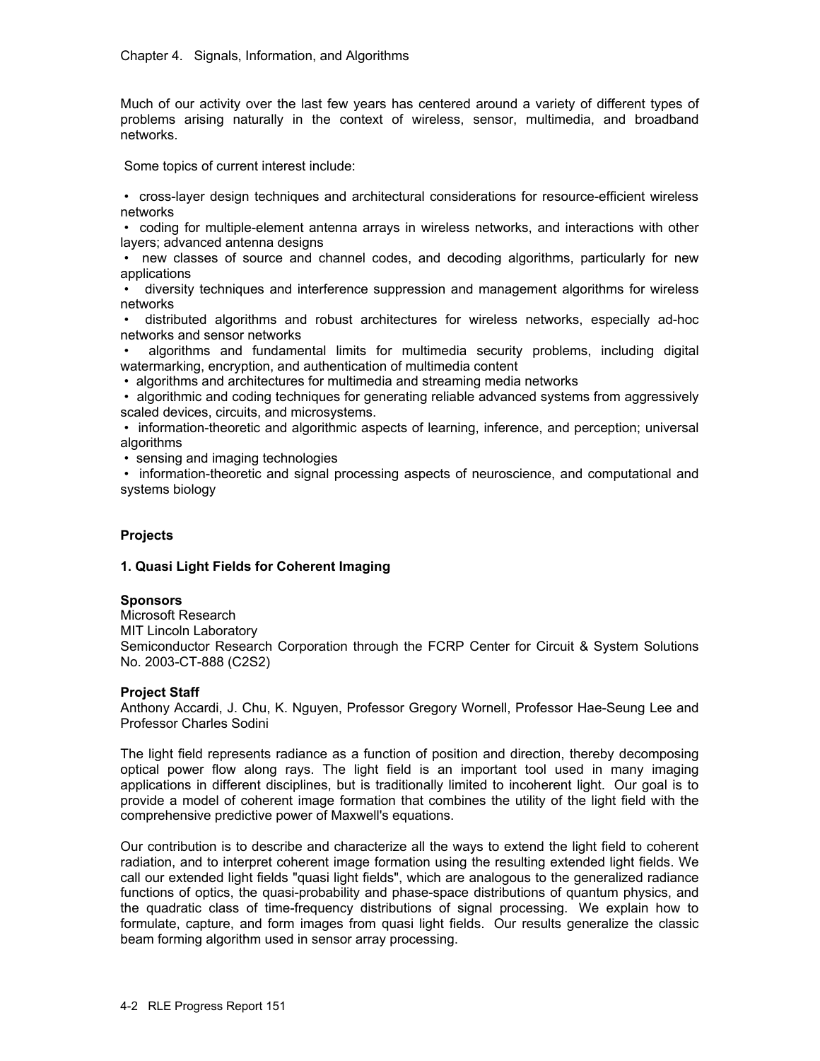Much of our activity over the last few years has centered around a variety of different types of problems arising naturally in the context of wireless, sensor, multimedia, and broadband networks.

Some topics of current interest include:

- cross-layer design techniques and architectural considerations for resource-efficient wireless networks
- coding for multiple-element antenna arrays in wireless networks, and interactions with other layers; advanced antenna designs
- new classes of source and channel codes, and decoding algorithms, particularly for new applications
- diversity techniques and interference suppression and management algorithms for wireless networks
- distributed algorithms and robust architectures for wireless networks, especially ad-hoc networks and sensor networks
- algorithms and fundamental limits for multimedia security problems, including digital watermarking, encryption, and authentication of multimedia content
- algorithms and architectures for multimedia and streaming media networks
- algorithmic and coding techniques for generating reliable advanced systems from aggressively scaled devices, circuits, and microsystems.
- information-theoretic and algorithmic aspects of learning, inference, and perception; universal algorithms
- sensing and imaging technologies
- information-theoretic and signal processing aspects of neuroscience, and computational and systems biology

## Projects

### 1. Quasi Light Fields for Coherent Imaging

**Sponsors**
Microsoft Research
MIT Lincoln Laboratory
Semiconductor Research Corporation through the FCRP Center for Circuit & System Solutions No. 2003-CT-888 (C2S2)

**Project Staff**
Anthony Accardi, J. Chu, K. Nguyen, Professor Gregory Wornell, Professor Hae-Seung Lee and Professor Charles Sodini

The light field represents radiance as a function of position and direction, thereby decomposing optical power flow along rays. The light field is an important tool used in many imaging applications in different disciplines, but is traditionally limited to incoherent light. Our goal is to provide a model of coherent image formation that combines the utility of the light field with the comprehensive predictive power of Maxwell's equations.

Our contribution is to describe and characterize all the ways to extend the light field to coherent radiation, and to interpret coherent image formation using the resulting extended light fields. We call our extended light fields "quasi light fields", which are analogous to the generalized radiance functions of optics, the quasi-probability and phase-space distributions of quantum physics, and the quadratic class of time-frequency distributions of signal processing. We explain how to formulate, capture, and form images from quasi light fields. Our results generalize the classic beam forming algorithm used in sensor array processing.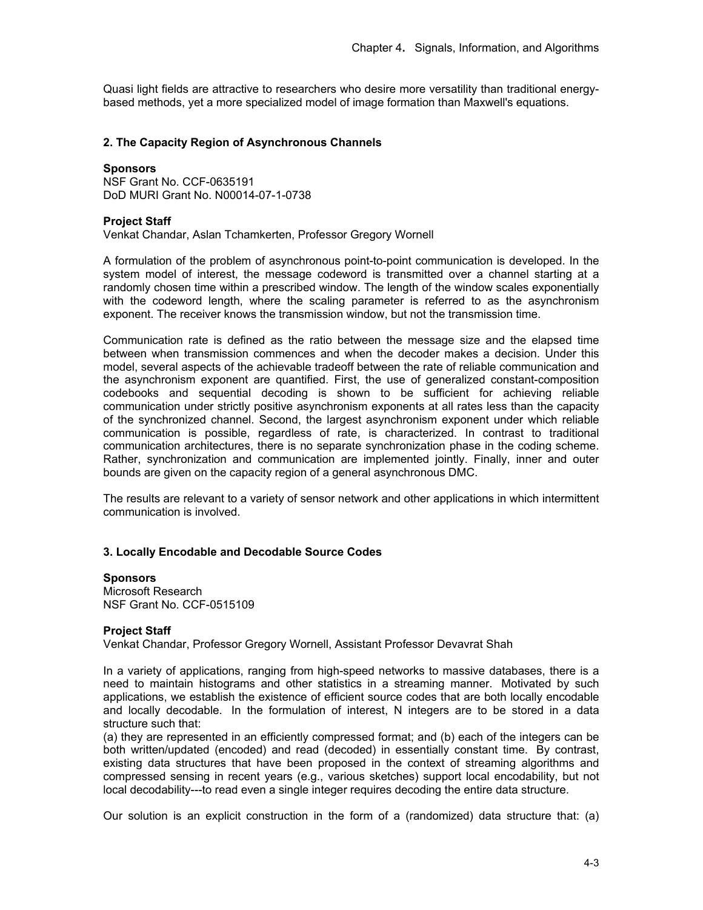Quasi light fields are attractive to researchers who desire more versatility than traditional energy-based methods, yet a more specialized model of image formation than Maxwell's equations.

### 2. The Capacity Region of Asynchronous Channels

**Sponsors**
NSF Grant No. CCF-0635191
DoD MURI Grant No. N00014-07-1-0738

**Project Staff**
Venkat Chandar, Aslan Tchamkerten, Professor Gregory Wornell

A formulation of the problem of asynchronous point-to-point communication is developed. In the system model of interest, the message codeword is transmitted over a channel starting at a randomly chosen time within a prescribed window. The length of the window scales exponentially with the codeword length, where the scaling parameter is referred to as the asynchronism exponent. The receiver knows the transmission window, but not the transmission time.

Communication rate is defined as the ratio between the message size and the elapsed time between when transmission commences and when the decoder makes a decision. Under this model, several aspects of the achievable tradeoff between the rate of reliable communication and the asynchronism exponent are quantified. First, the use of generalized constant-composition codebooks and sequential decoding is shown to be sufficient for achieving reliable communication under strictly positive asynchronism exponents at all rates less than the capacity of the synchronized channel. Second, the largest asynchronism exponent under which reliable communication is possible, regardless of rate, is characterized. In contrast to traditional communication architectures, there is no separate synchronization phase in the coding scheme. Rather, synchronization and communication are implemented jointly. Finally, inner and outer bounds are given on the capacity region of a general asynchronous DMC.

The results are relevant to a variety of sensor network and other applications in which intermittent communication is involved.

### 3. Locally Encodable and Decodable Source Codes

**Sponsors**
Microsoft Research
NSF Grant No. CCF-0515109

**Project Staff**
Venkat Chandar, Professor Gregory Wornell, Assistant Professor Devavrat Shah

In a variety of applications, ranging from high-speed networks to massive databases, there is a need to maintain histograms and other statistics in a streaming manner. Motivated by such applications, we establish the existence of efficient source codes that are both locally encodable and locally decodable. In the formulation of interest, N integers are to be stored in a data structure such that:
(a) they are represented in an efficiently compressed format; and (b) each of the integers can be both written/updated (encoded) and read (decoded) in essentially constant time. By contrast, existing data structures that have been proposed in the context of streaming algorithms and compressed sensing in recent years (e.g., various sketches) support local encodability, but not local decodability---to read even a single integer requires decoding the entire data structure.

Our solution is an explicit construction in the form of a (randomized) data structure that: (a)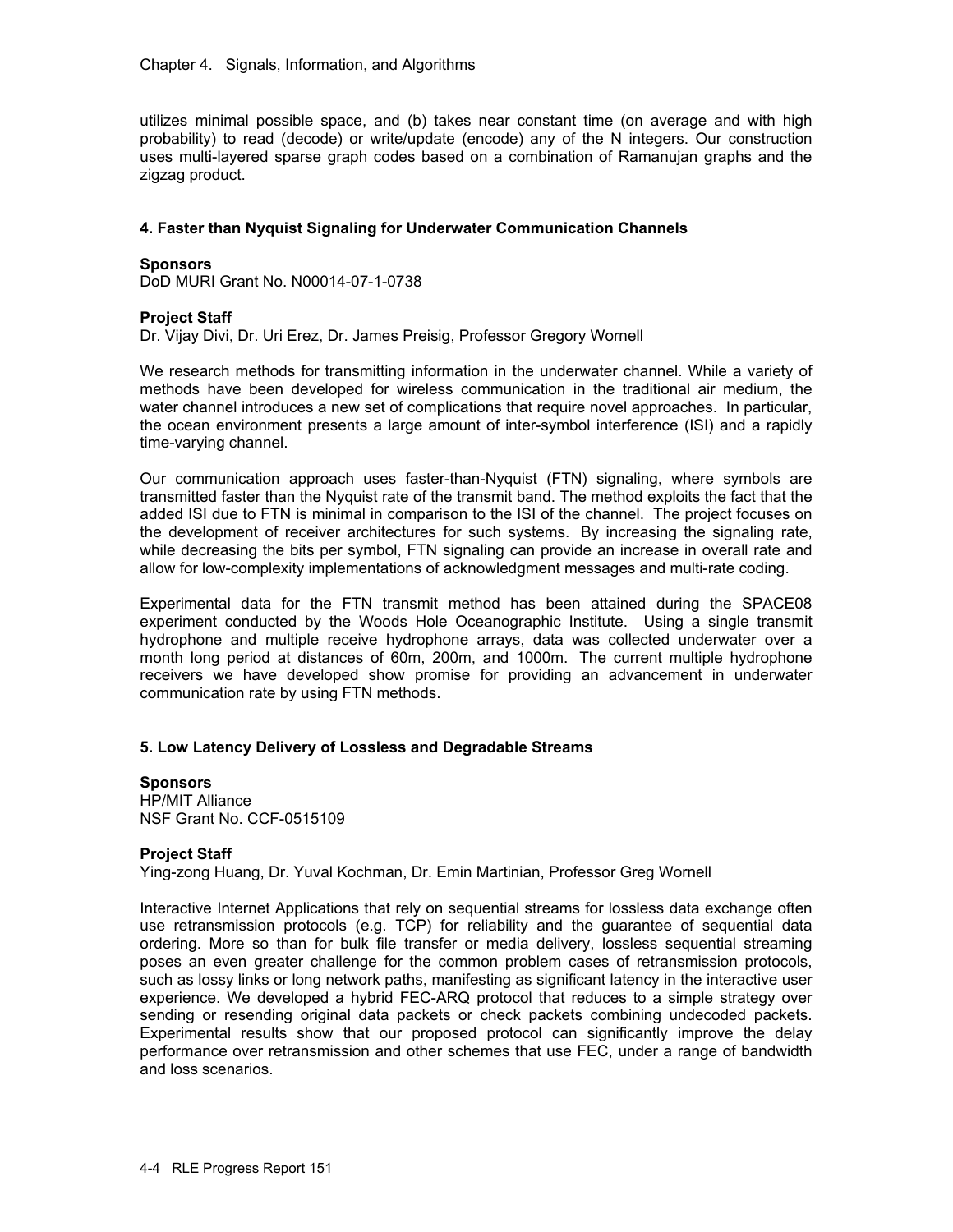utilizes minimal possible space, and (b) takes near constant time (on average and with high probability) to read (decode) or write/update (encode) any of the N integers. Our construction uses multi-layered sparse graph codes based on a combination of Ramanujan graphs and the zigzag product.

### 4. Faster than Nyquist Signaling for Underwater Communication Channels

**Sponsors**
DoD MURI Grant No. N00014-07-1-0738

**Project Staff**
Dr. Vijay Divi, Dr. Uri Erez, Dr. James Preisig, Professor Gregory Wornell

We research methods for transmitting information in the underwater channel. While a variety of methods have been developed for wireless communication in the traditional air medium, the water channel introduces a new set of complications that require novel approaches. In particular, the ocean environment presents a large amount of inter-symbol interference (ISI) and a rapidly time-varying channel.

Our communication approach uses faster-than-Nyquist (FTN) signaling, where symbols are transmitted faster than the Nyquist rate of the transmit band. The method exploits the fact that the added ISI due to FTN is minimal in comparison to the ISI of the channel. The project focuses on the development of receiver architectures for such systems. By increasing the signaling rate, while decreasing the bits per symbol, FTN signaling can provide an increase in overall rate and allow for low-complexity implementations of acknowledgment messages and multi-rate coding.

Experimental data for the FTN transmit method has been attained during the SPACE08 experiment conducted by the Woods Hole Oceanographic Institute. Using a single transmit hydrophone and multiple receive hydrophone arrays, data was collected underwater over a month long period at distances of 60m, 200m, and 1000m. The current multiple hydrophone receivers we have developed show promise for providing an advancement in underwater communication rate by using FTN methods.

### 5. Low Latency Delivery of Lossless and Degradable Streams

**Sponsors**
HP/MIT Alliance
NSF Grant No. CCF-0515109

**Project Staff**
Ying-zong Huang, Dr. Yuval Kochman, Dr. Emin Martinian, Professor Greg Wornell

Interactive Internet Applications that rely on sequential streams for lossless data exchange often use retransmission protocols (e.g. TCP) for reliability and the guarantee of sequential data ordering. More so than for bulk file transfer or media delivery, lossless sequential streaming poses an even greater challenge for the common problem cases of retransmission protocols, such as lossy links or long network paths, manifesting as significant latency in the interactive user experience. We developed a hybrid FEC-ARQ protocol that reduces to a simple strategy over sending or resending original data packets or check packets combining undecoded packets. Experimental results show that our proposed protocol can significantly improve the delay performance over retransmission and other schemes that use FEC, under a range of bandwidth and loss scenarios.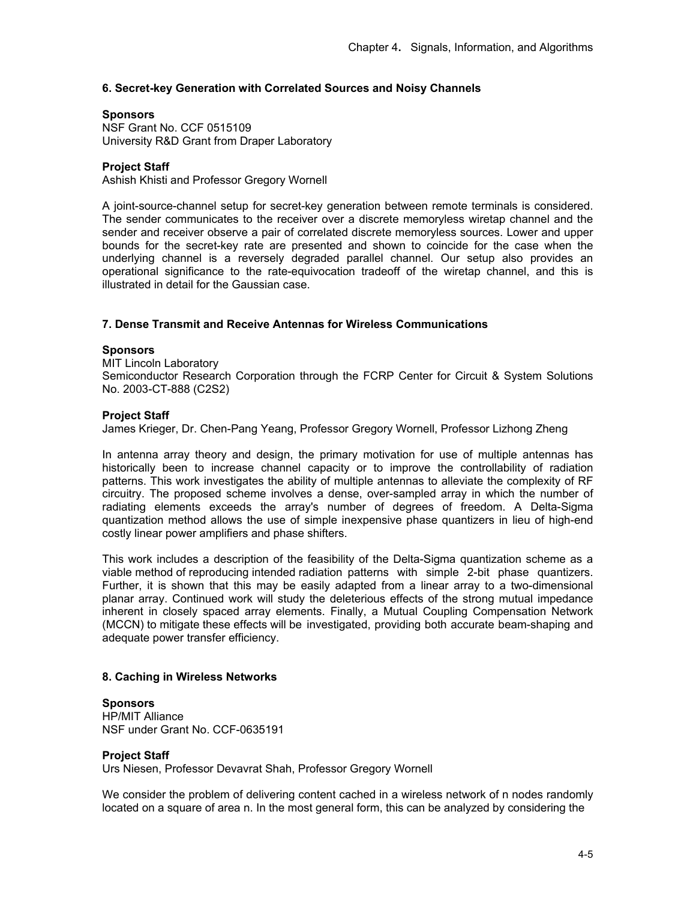### 6. Secret-key Generation with Correlated Sources and Noisy Channels

**Sponsors**
NSF Grant No. CCF 0515109
University R&D Grant from Draper Laboratory

**Project Staff**
Ashish Khisti and Professor Gregory Wornell

A joint-source-channel setup for secret-key generation between remote terminals is considered. The sender communicates to the receiver over a discrete memoryless wiretap channel and the sender and receiver observe a pair of correlated discrete memoryless sources. Lower and upper bounds for the secret-key rate are presented and shown to coincide for the case when the underlying channel is a reversely degraded parallel channel. Our setup also provides an operational significance to the rate-equivocation tradeoff of the wiretap channel, and this is illustrated in detail for the Gaussian case.

### 7. Dense Transmit and Receive Antennas for Wireless Communications

**Sponsors**
MIT Lincoln Laboratory
Semiconductor Research Corporation through the FCRP Center for Circuit & System Solutions No. 2003-CT-888 (C2S2)

**Project Staff**
James Krieger, Dr. Chen-Pang Yeang, Professor Gregory Wornell, Professor Lizhong Zheng

In antenna array theory and design, the primary motivation for use of multiple antennas has historically been to increase channel capacity or to improve the controllability of radiation patterns. This work investigates the ability of multiple antennas to alleviate the complexity of RF circuitry. The proposed scheme involves a dense, over-sampled array in which the number of radiating elements exceeds the array's number of degrees of freedom. A Delta-Sigma quantization method allows the use of simple inexpensive phase quantizers in lieu of high-end costly linear power amplifiers and phase shifters.

This work includes a description of the feasibility of the Delta-Sigma quantization scheme as a viable method of reproducing intended radiation patterns with simple 2-bit phase quantizers. Further, it is shown that this may be easily adapted from a linear array to a two-dimensional planar array. Continued work will study the deleterious effects of the strong mutual impedance inherent in closely spaced array elements. Finally, a Mutual Coupling Compensation Network (MCCN) to mitigate these effects will be investigated, providing both accurate beam-shaping and adequate power transfer efficiency.

### 8. Caching in Wireless Networks

**Sponsors**
HP/MIT Alliance
NSF under Grant No. CCF-0635191

**Project Staff**
Urs Niesen, Professor Devavrat Shah, Professor Gregory Wornell

We consider the problem of delivering content cached in a wireless network of n nodes randomly located on a square of area n. In the most general form, this can be analyzed by considering the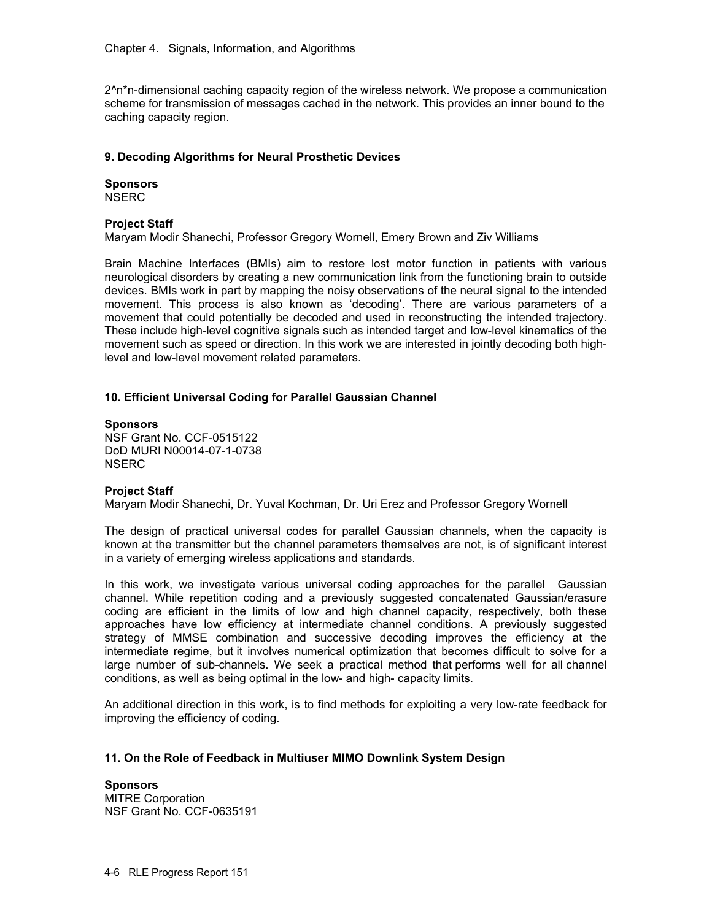2^n*n-dimensional caching capacity region of the wireless network. We propose a communication scheme for transmission of messages cached in the network. This provides an inner bound to the caching capacity region.

### 9. Decoding Algorithms for Neural Prosthetic Devices

**Sponsors**
NSERC

**Project Staff**
Maryam Modir Shanechi, Professor Gregory Wornell, Emery Brown and Ziv Williams

Brain Machine Interfaces (BMIs) aim to restore lost motor function in patients with various neurological disorders by creating a new communication link from the functioning brain to outside devices. BMIs work in part by mapping the noisy observations of the neural signal to the intended movement. This process is also known as 'decoding'. There are various parameters of a movement that could potentially be decoded and used in reconstructing the intended trajectory. These include high-level cognitive signals such as intended target and low-level kinematics of the movement such as speed or direction. In this work we are interested in jointly decoding both high-level and low-level movement related parameters.

### 10. Efficient Universal Coding for Parallel Gaussian Channel

**Sponsors**
NSF Grant No. CCF-0515122
DoD MURI N00014-07-1-0738
NSERC

**Project Staff**
Maryam Modir Shanechi, Dr. Yuval Kochman, Dr. Uri Erez and Professor Gregory Wornell

The design of practical universal codes for parallel Gaussian channels, when the capacity is known at the transmitter but the channel parameters themselves are not, is of significant interest in a variety of emerging wireless applications and standards.

In this work, we investigate various universal coding approaches for the parallel Gaussian channel. While repetition coding and a previously suggested concatenated Gaussian/erasure coding are efficient in the limits of low and high channel capacity, respectively, both these approaches have low efficiency at intermediate channel conditions. A previously suggested strategy of MMSE combination and successive decoding improves the efficiency at the intermediate regime, but it involves numerical optimization that becomes difficult to solve for a large number of sub-channels. We seek a practical method that performs well for all channel conditions, as well as being optimal in the low- and high- capacity limits.

An additional direction in this work, is to find methods for exploiting a very low-rate feedback for improving the efficiency of coding.

### 11. On the Role of Feedback in Multiuser MIMO Downlink System Design

**Sponsors**
MITRE Corporation
NSF Grant No. CCF-0635191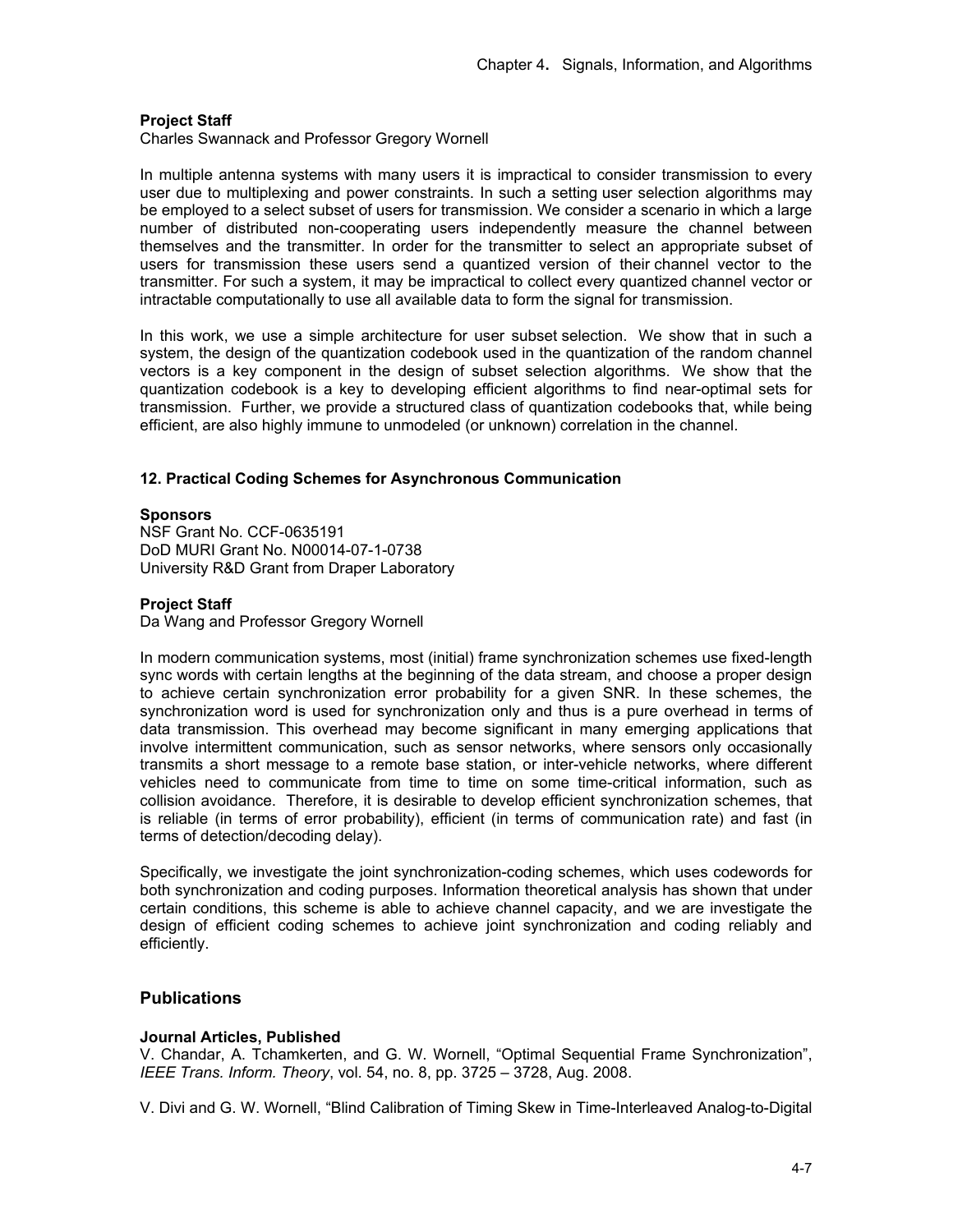**Project Staff**
Charles Swannack and Professor Gregory Wornell

In multiple antenna systems with many users it is impractical to consider transmission to every user due to multiplexing and power constraints. In such a setting user selection algorithms may be employed to a select subset of users for transmission. We consider a scenario in which a large number of distributed non-cooperating users independently measure the channel between themselves and the transmitter. In order for the transmitter to select an appropriate subset of users for transmission these users send a quantized version of their channel vector to the transmitter. For such a system, it may be impractical to collect every quantized channel vector or intractable computationally to use all available data to form the signal for transmission.

In this work, we use a simple architecture for user subset selection. We show that in such a system, the design of the quantization codebook used in the quantization of the random channel vectors is a key component in the design of subset selection algorithms. We show that the quantization codebook is a key to developing efficient algorithms to find near-optimal sets for transmission. Further, we provide a structured class of quantization codebooks that, while being efficient, are also highly immune to unmodeled (or unknown) correlation in the channel.

### 12. Practical Coding Schemes for Asynchronous Communication

**Sponsors**
NSF Grant No. CCF-0635191
DoD MURI Grant No. N00014-07-1-0738
University R&D Grant from Draper Laboratory

**Project Staff**
Da Wang and Professor Gregory Wornell

In modern communication systems, most (initial) frame synchronization schemes use fixed-length sync words with certain lengths at the beginning of the data stream, and choose a proper design to achieve certain synchronization error probability for a given SNR. In these schemes, the synchronization word is used for synchronization only and thus is a pure overhead in terms of data transmission. This overhead may become significant in many emerging applications that involve intermittent communication, such as sensor networks, where sensors only occasionally transmits a short message to a remote base station, or inter-vehicle networks, where different vehicles need to communicate from time to time on some time-critical information, such as collision avoidance. Therefore, it is desirable to develop efficient synchronization schemes, that is reliable (in terms of error probability), efficient (in terms of communication rate) and fast (in terms of detection/decoding delay).

Specifically, we investigate the joint synchronization-coding schemes, which uses codewords for both synchronization and coding purposes. Information theoretical analysis has shown that under certain conditions, this scheme is able to achieve channel capacity, and we are investigate the design of efficient coding schemes to achieve joint synchronization and coding reliably and efficiently.

## Publications

**Journal Articles, Published**

V. Chandar, A. Tchamkerten, and G. W. Wornell, "Optimal Sequential Frame Synchronization", *IEEE Trans. Inform. Theory*, vol. 54, no. 8, pp. 3725 – 3728, Aug. 2008.

V. Divi and G. W. Wornell, "Blind Calibration of Timing Skew in Time-Interleaved Analog-to-Digital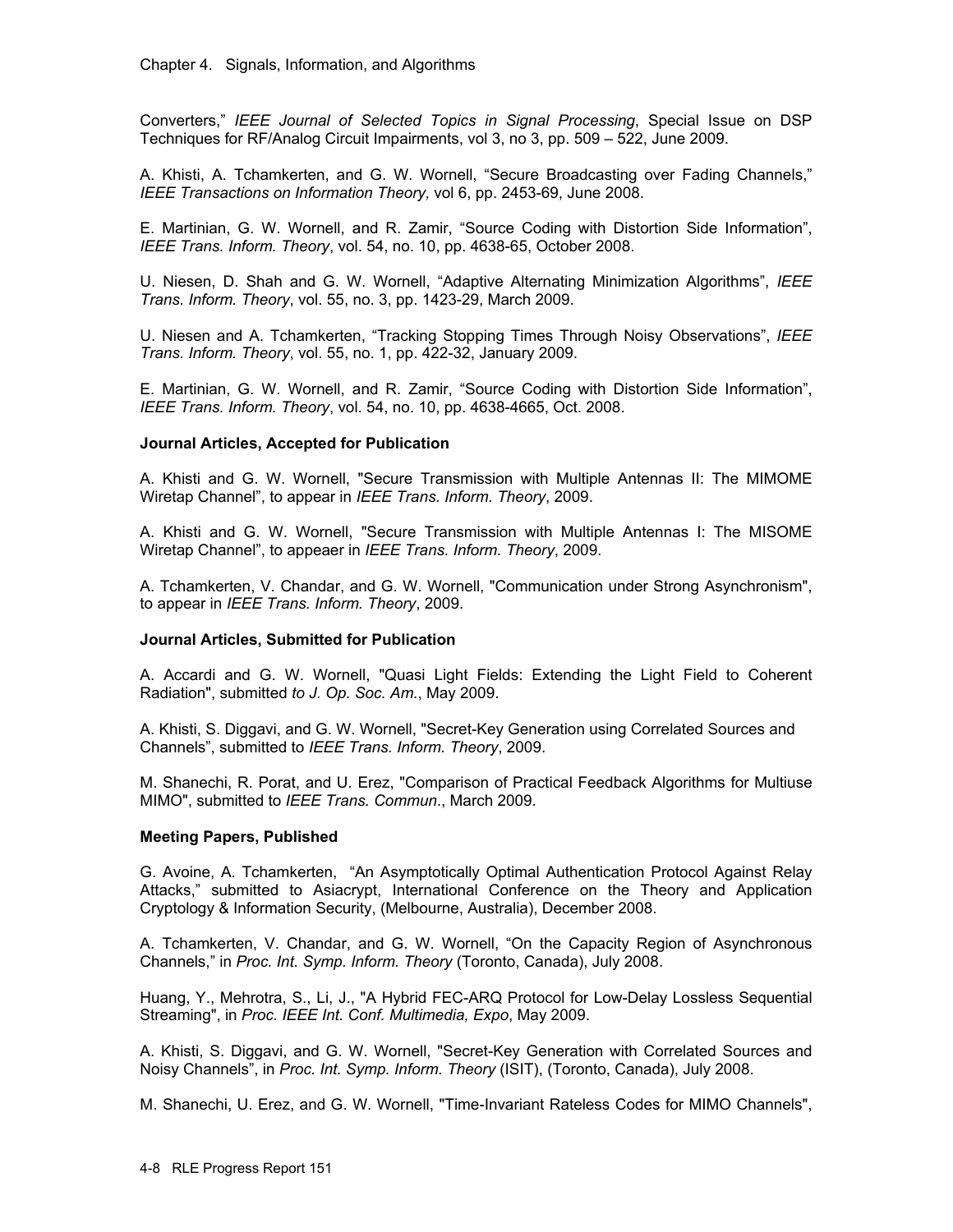Converters," *IEEE Journal of Selected Topics in Signal Processing*, Special Issue on DSP Techniques for RF/Analog Circuit Impairments, vol 3, no 3, pp. 509 – 522, June 2009.

A. Khisti, A. Tchamkerten, and G. W. Wornell, "Secure Broadcasting over Fading Channels," *IEEE Transactions on Information Theory,* vol 6, pp. 2453-69, June 2008.

E. Martinian, G. W. Wornell, and R. Zamir, "Source Coding with Distortion Side Information", *IEEE Trans. Inform. Theory*, vol. 54, no. 10, pp. 4638-65, October 2008.

U. Niesen, D. Shah and G. W. Wornell, "Adaptive Alternating Minimization Algorithms", *IEEE Trans. Inform. Theory*, vol. 55, no. 3, pp. 1423-29, March 2009.

U. Niesen and A. Tchamkerten, "Tracking Stopping Times Through Noisy Observations", *IEEE Trans. Inform. Theory*, vol. 55, no. 1, pp. 422-32, January 2009.

E. Martinian, G. W. Wornell, and R. Zamir, "Source Coding with Distortion Side Information", *IEEE Trans. Inform. Theory*, vol. 54, no. 10, pp. 4638-4665, Oct. 2008.

**Journal Articles, Accepted for Publication**

A. Khisti and G. W. Wornell, "Secure Transmission with Multiple Antennas II: The MIMOME Wiretap Channel", to appear in *IEEE Trans. Inform. Theory*, 2009.

A. Khisti and G. W. Wornell, "Secure Transmission with Multiple Antennas I: The MISOME Wiretap Channel", to appeaer in *IEEE Trans. Inform. Theory*, 2009.

A. Tchamkerten, V. Chandar, and G. W. Wornell, "Communication under Strong Asynchronism", to appear in *IEEE Trans. Inform. Theory*, 2009.

**Journal Articles, Submitted for Publication**

A. Accardi and G. W. Wornell, "Quasi Light Fields: Extending the Light Field to Coherent Radiation", submitted *to J. Op. Soc. Am.*, May 2009.

A. Khisti, S. Diggavi, and G. W. Wornell, "Secret-Key Generation using Correlated Sources and Channels", submitted to *IEEE Trans. Inform. Theory*, 2009.

M. Shanechi, R. Porat, and U. Erez, "Comparison of Practical Feedback Algorithms for Multiuse MIMO", submitted to *IEEE Trans. Commun*., March 2009.

**Meeting Papers, Published**

G. Avoine, A. Tchamkerten, "An Asymptotically Optimal Authentication Protocol Against Relay Attacks," submitted to Asiacrypt, International Conference on the Theory and Application Cryptology & Information Security, (Melbourne, Australia), December 2008.

A. Tchamkerten, V. Chandar, and G. W. Wornell, "On the Capacity Region of Asynchronous Channels," in *Proc. Int. Symp. Inform. Theory* (Toronto, Canada), July 2008.

Huang, Y., Mehrotra, S., Li, J., "A Hybrid FEC-ARQ Protocol for Low-Delay Lossless Sequential Streaming", in *Proc. IEEE Int. Conf. Multimedia, Expo*, May 2009.

A. Khisti, S. Diggavi, and G. W. Wornell, "Secret-Key Generation with Correlated Sources and Noisy Channels", in *Proc. Int. Symp. Inform. Theory* (ISIT), (Toronto, Canada), July 2008.

M. Shanechi, U. Erez, and G. W. Wornell, "Time-Invariant Rateless Codes for MIMO Channels",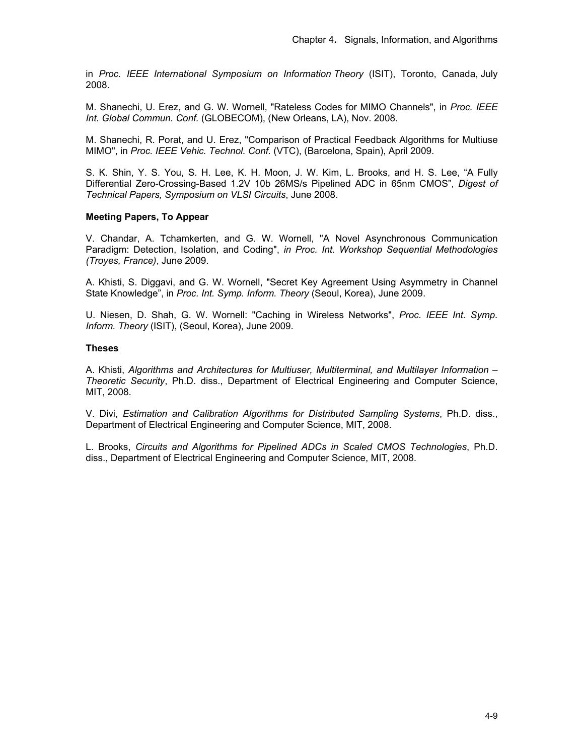in *Proc. IEEE International Symposium on Information Theory* (ISIT), Toronto, Canada, July 2008.

M. Shanechi, U. Erez, and G. W. Wornell, "Rateless Codes for MIMO Channels", in *Proc. IEEE Int. Global Commun. Conf.* (GLOBECOM), (New Orleans, LA), Nov. 2008.

M. Shanechi, R. Porat, and U. Erez, "Comparison of Practical Feedback Algorithms for Multiuse MIMO", in *Proc. IEEE Vehic. Technol. Conf.* (VTC), (Barcelona, Spain), April 2009.

S. K. Shin, Y. S. You, S. H. Lee, K. H. Moon, J. W. Kim, L. Brooks, and H. S. Lee, "A Fully Differential Zero-Crossing-Based 1.2V 10b 26MS/s Pipelined ADC in 65nm CMOS", *Digest of Technical Papers, Symposium on VLSI Circuits*, June 2008.

**Meeting Papers, To Appear**

V. Chandar, A. Tchamkerten, and G. W. Wornell, "A Novel Asynchronous Communication Paradigm: Detection, Isolation, and Coding", *in Proc. Int. Workshop Sequential Methodologies (Troyes, France)*, June 2009.

A. Khisti, S. Diggavi, and G. W. Wornell, "Secret Key Agreement Using Asymmetry in Channel State Knowledge", in *Proc. Int. Symp. Inform. Theory* (Seoul, Korea), June 2009.

U. Niesen, D. Shah, G. W. Wornell: "Caching in Wireless Networks", *Proc. IEEE Int. Symp. Inform. Theory* (ISIT), (Seoul, Korea), June 2009.

**Theses**

A. Khisti, *Algorithms and Architectures for Multiuser, Multiterminal, and Multilayer Information – Theoretic Security*, Ph.D. diss., Department of Electrical Engineering and Computer Science, MIT, 2008.

V. Divi, *Estimation and Calibration Algorithms for Distributed Sampling Systems*, Ph.D. diss., Department of Electrical Engineering and Computer Science, MIT, 2008.

L. Brooks, *Circuits and Algorithms for Pipelined ADCs in Scaled CMOS Technologies*, Ph.D. diss., Department of Electrical Engineering and Computer Science, MIT, 2008.